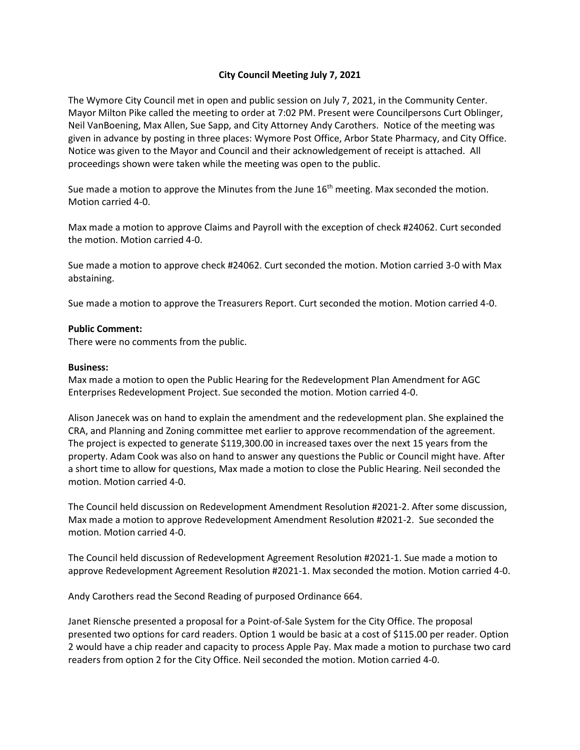# City Council Meeting July 7, 2021

The Wymore City Council met in open and public session on July 7, 2021, in the Community Center. Mayor Milton Pike called the meeting to order at 7:02 PM. Present were Councilpersons Curt Oblinger, Neil VanBoening, Max Allen, Sue Sapp, and City Attorney Andy Carothers. Notice of the meeting was given in advance by posting in three places: Wymore Post Office, Arbor State Pharmacy, and City Office. Notice was given to the Mayor and Council and their acknowledgement of receipt is attached. All proceedings shown were taken while the meeting was open to the public.

Sue made a motion to approve the Minutes from the June 16th meeting. Max seconded the motion. Motion carried 4-0.

Max made a motion to approve Claims and Payroll with the exception of check #24062. Curt seconded the motion. Motion carried 4-0.

Sue made a motion to approve check #24062. Curt seconded the motion. Motion carried 3-0 with Max abstaining.

Sue made a motion to approve the Treasurers Report. Curt seconded the motion. Motion carried 4-0.

**Public Comment:**

There were no comments from the public.

**Business:**

Max made a motion to open the Public Hearing for the Redevelopment Plan Amendment for AGC Enterprises Redevelopment Project. Sue seconded the motion. Motion carried 4-0.

Alison Janecek was on hand to explain the amendment and the redevelopment plan. She explained the CRA, and Planning and Zoning committee met earlier to approve recommendation of the agreement. The project is expected to generate $119,300.00 in increased taxes over the next 15 years from the property. Adam Cook was also on hand to answer any questions the Public or Council might have. After a short time to allow for questions, Max made a motion to close the Public Hearing. Neil seconded the motion. Motion carried 4-0.

The Council held discussion on Redevelopment Amendment Resolution #2021-2. After some discussion, Max made a motion to approve Redevelopment Amendment Resolution #2021-2. Sue seconded the motion. Motion carried 4-0.

The Council held discussion of Redevelopment Agreement Resolution #2021-1. Sue made a motion to approve Redevelopment Agreement Resolution #2021-1. Max seconded the motion. Motion carried 4-0.

Andy Carothers read the Second Reading of purposed Ordinance 664.

Janet Riensche presented a proposal for a Point-of-Sale System for the City Office. The proposal presented two options for card readers. Option 1 would be basic at a cost of $115.00 per reader. Option 2 would have a chip reader and capacity to process Apple Pay. Max made a motion to purchase two card readers from option 2 for the City Office. Neil seconded the motion. Motion carried 4-0.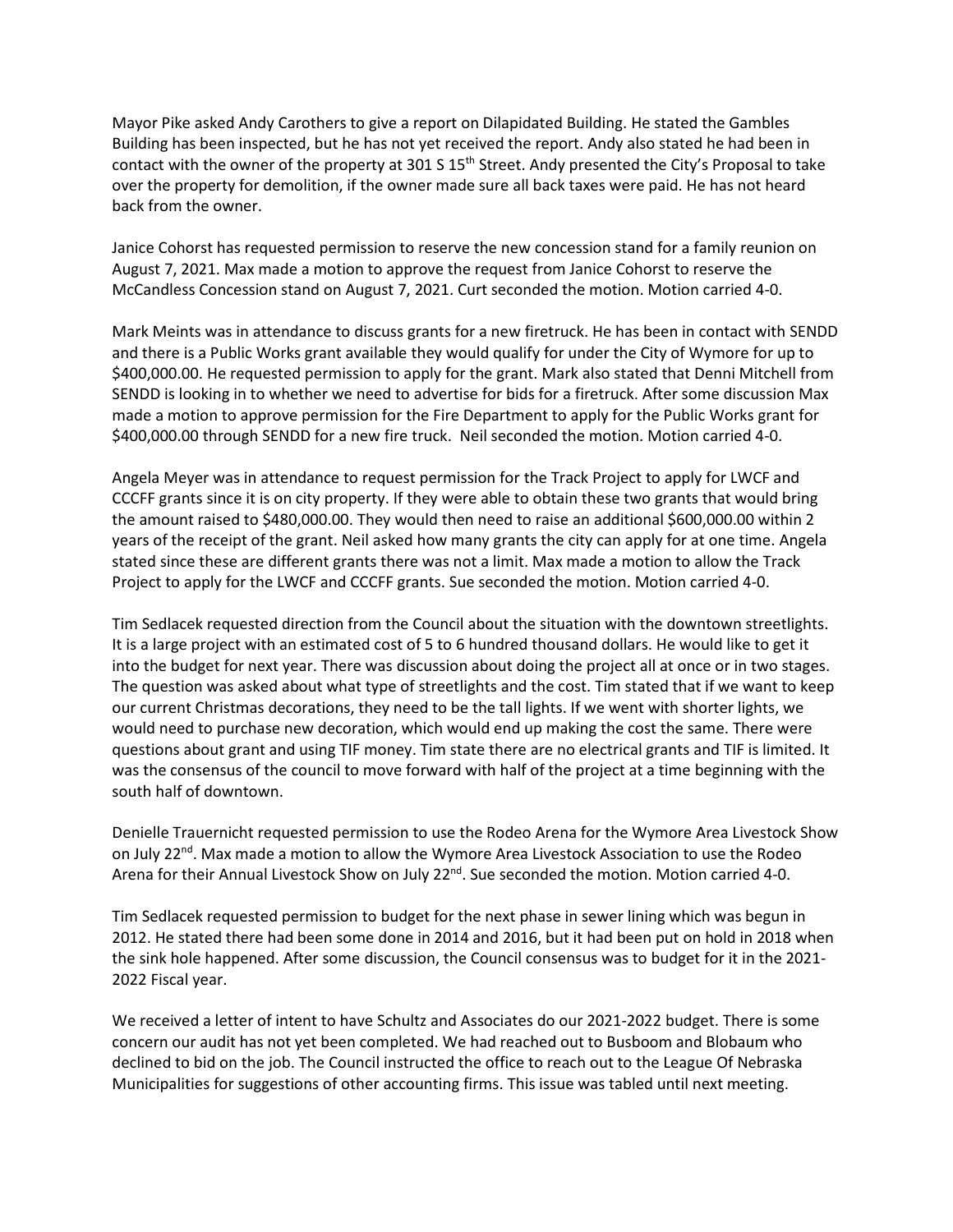Mayor Pike asked Andy Carothers to give a report on Dilapidated Building. He stated the Gambles Building has been inspected, but he has not yet received the report. Andy also stated he had been in contact with the owner of the property at 301 S 15th Street. Andy presented the City's Proposal to take over the property for demolition, if the owner made sure all back taxes were paid. He has not heard back from the owner.

Janice Cohorst has requested permission to reserve the new concession stand for a family reunion on August 7, 2021. Max made a motion to approve the request from Janice Cohorst to reserve the McCandless Concession stand on August 7, 2021. Curt seconded the motion. Motion carried 4-0.

Mark Meints was in attendance to discuss grants for a new firetruck. He has been in contact with SENDD and there is a Public Works grant available they would qualify for under the City of Wymore for up to \$400,000.00. He requested permission to apply for the grant. Mark also stated that Denni Mitchell from SENDD is looking in to whether we need to advertise for bids for a firetruck. After some discussion Max made a motion to approve permission for the Fire Department to apply for the Public Works grant for \$400,000.00 through SENDD for a new fire truck. Neil seconded the motion. Motion carried 4-0.

Angela Meyer was in attendance to request permission for the Track Project to apply for LWCF and CCCFF grants since it is on city property. If they were able to obtain these two grants that would bring the amount raised to \$480,000.00. They would then need to raise an additional \$600,000.00 within 2 years of the receipt of the grant. Neil asked how many grants the city can apply for at one time. Angela stated since these are different grants there was not a limit. Max made a motion to allow the Track Project to apply for the LWCF and CCCFF grants. Sue seconded the motion. Motion carried 4-0.

Tim Sedlacek requested direction from the Council about the situation with the downtown streetlights. It is a large project with an estimated cost of 5 to 6 hundred thousand dollars. He would like to get it into the budget for next year. There was discussion about doing the project all at once or in two stages. The question was asked about what type of streetlights and the cost. Tim stated that if we want to keep our current Christmas decorations, they need to be the tall lights. If we went with shorter lights, we would need to purchase new decoration, which would end up making the cost the same. There were questions about grant and using TIF money. Tim state there are no electrical grants and TIF is limited. It was the consensus of the council to move forward with half of the project at a time beginning with the south half of downtown.

Denielle Trauernicht requested permission to use the Rodeo Arena for the Wymore Area Livestock Show on July 22nd. Max made a motion to allow the Wymore Area Livestock Association to use the Rodeo Arena for their Annual Livestock Show on July 22nd. Sue seconded the motion. Motion carried 4-0.

Tim Sedlacek requested permission to budget for the next phase in sewer lining which was begun in 2012. He stated there had been some done in 2014 and 2016, but it had been put on hold in 2018 when the sink hole happened. After some discussion, the Council consensus was to budget for it in the 2021-2022 Fiscal year.

We received a letter of intent to have Schultz and Associates do our 2021-2022 budget. There is some concern our audit has not yet been completed. We had reached out to Busboom and Blobaum who declined to bid on the job. The Council instructed the office to reach out to the League Of Nebraska Municipalities for suggestions of other accounting firms. This issue was tabled until next meeting.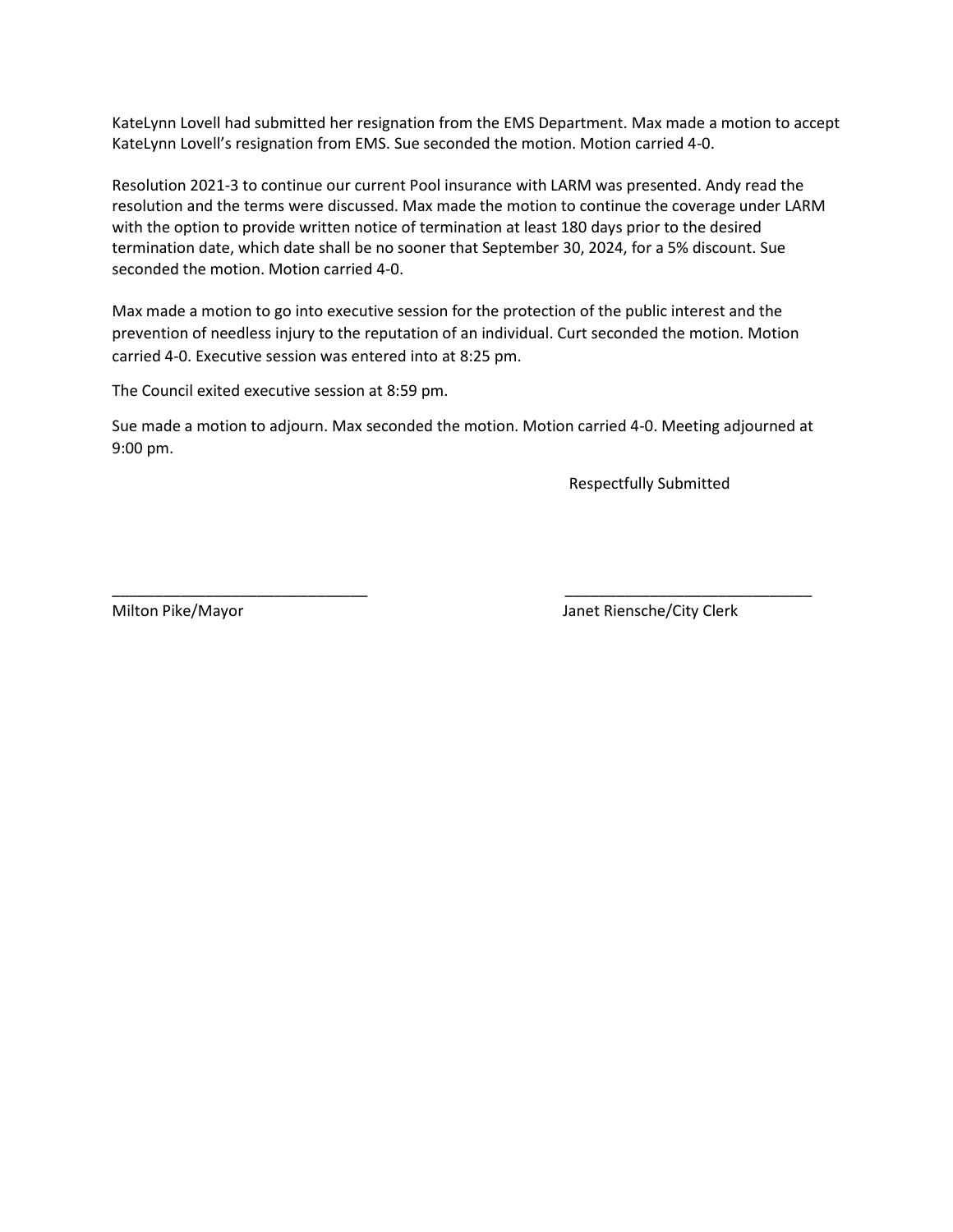KateLynn Lovell had submitted her resignation from the EMS Department. Max made a motion to accept KateLynn Lovell's resignation from EMS. Sue seconded the motion. Motion carried 4-0.

Resolution 2021-3 to continue our current Pool insurance with LARM was presented. Andy read the resolution and the terms were discussed. Max made the motion to continue the coverage under LARM with the option to provide written notice of termination at least 180 days prior to the desired termination date, which date shall be no sooner that September 30, 2024, for a 5% discount. Sue seconded the motion. Motion carried 4-0.

Max made a motion to go into executive session for the protection of the public interest and the prevention of needless injury to the reputation of an individual. Curt seconded the motion. Motion carried 4-0. Executive session was entered into at 8:25 pm.

The Council exited executive session at 8:59 pm.

Sue made a motion to adjourn. Max seconded the motion. Motion carried 4-0. Meeting adjourned at 9:00 pm.

Respectfully Submitted

______________________________

Milton Pike/Mayor

______________________________

Janet Riensche/City Clerk